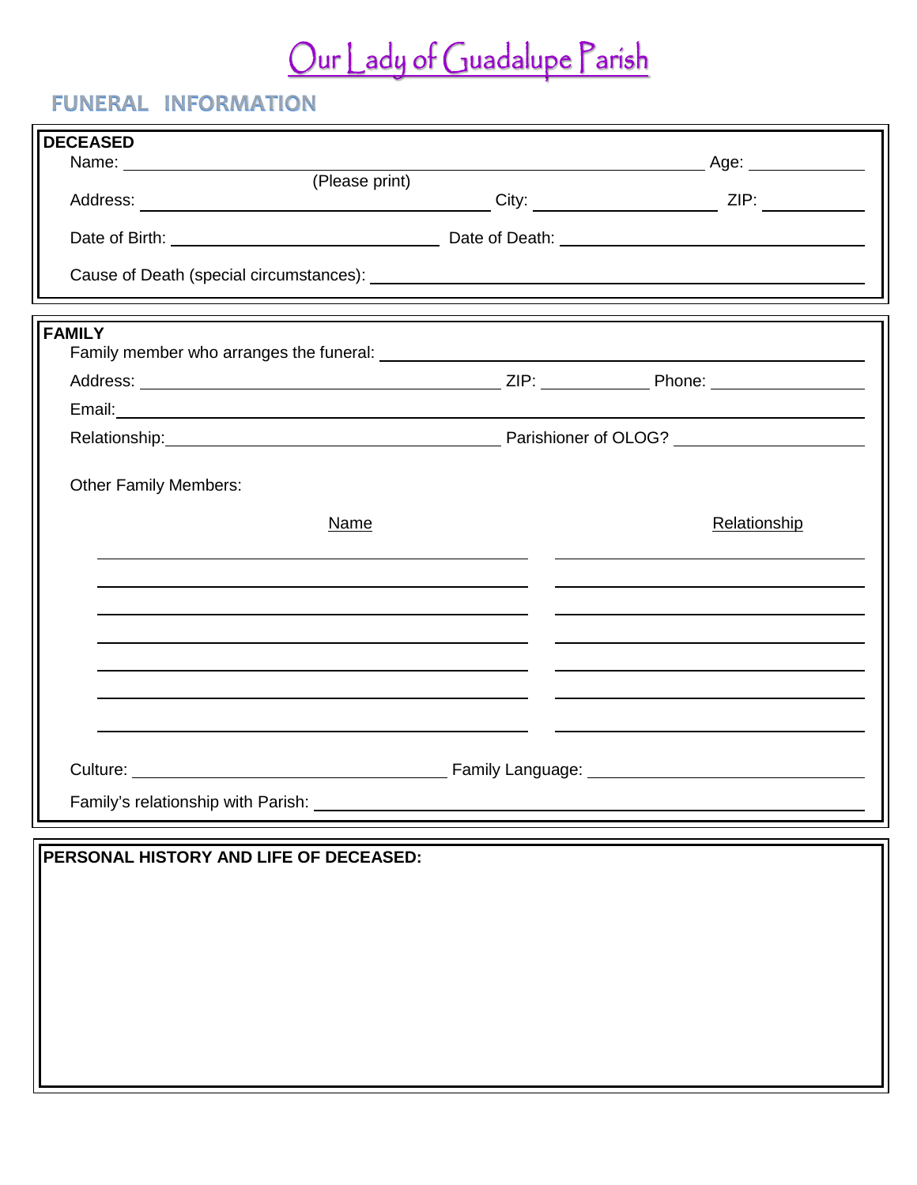# Our Lady of Guadalupe Parish

## FUNERAL INFORMATION

**DECEASED**

Name: ______________________________________________ Age: ________

(Please print)

Address: ______________________________ City: ________________ ZIP: ________

Date of Birth: ______________________ Date of Death: __________________________

Cause of Death (special circumstances): ________________________________________

**FAMILY**

Family member who arranges the funeral: ________________________________________

Address: ______________________________ ZIP: __________ Phone: ______________

Email: ______________________________________________________________

Relationship: ______________________________ Parishioner of OLOG? ______________

Other Family Members:

| Name | Relationship |
| --- | --- |
| | |
| | |
| | |
| | |
| | |
| | |
| | |

Culture: ______________________________ Family Language: ______________________

Family's relationship with Parish: ______________________________________________

**PERSONAL HISTORY AND LIFE OF DECEASED:**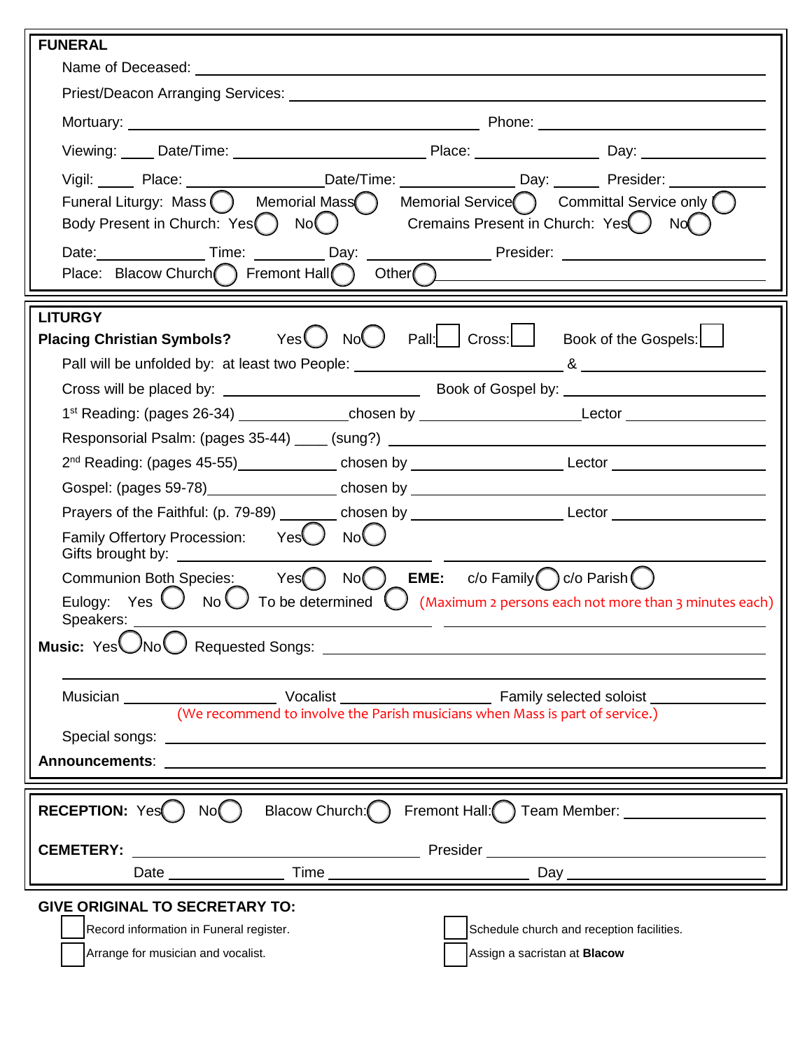## FUNERAL

Name of Deceased: ______________________________

Priest/Deacon Arranging Services: ______________________________

Mortuary: ______________________________ Phone: ______________________________

Viewing: ____ Date/Time: ______________________ Place: ______________ Day: ______________

Vigil: _____ Place: ______________Date/Time: ______________ Day: ______ Presider: ______________

Funeral Liturgy: Mass ◯ Memorial Mass ◯ Memorial Service ◯ Committal Service only ◯

Body Present in Church: Yes ◯ No ◯ Cremains Present in Church: Yes ◯ No ◯

Date:______________ Time: ________ Day: ______________ Presider: ______________

Place: Blacow Church ◯ Fremont Hall ◯ Other ◯ ______________________________

## LITURGY

**Placing Christian Symbols?** Yes ◯ No ◯ Pall: ☐ Cross: ☐ Book of the Gospels: ☐

Pall will be unfolded by: at least two People: ______________________ & ______________________

Cross will be placed by: ______________________ Book of Gospel by: ______________________

1st Reading: (pages 26-34) _____________chosen by ______________Lector ______________

Responsorial Psalm: (pages 35-44) ____ (sung?) ______________________________

2nd Reading: (pages 45-55)____________ chosen by ______________ Lector ______________

Gospel: (pages 59-78)______________ chosen by ______________________________

Prayers of the Faithful: (p. 79-89) _______ chosen by ______________ Lector ______________

Family Offertory Procession: Yes ◯ No ◯

Gifts brought by: ______________________ ______________________

Communion Both Species: Yes ◯ No ◯ **EME:** c/o Family ◯ c/o Parish ◯

Eulogy: Yes ◯ No ◯ To be determined ◯ (Maximum 2 persons each not more than 3 minutes each)

Speakers: ______________________ ______________________

**Music:** Yes ◯ No ◯ Requested Songs: ______________________________

______________________________

Musician ______________ Vocalist ______________ Family selected soloist ______________

(We recommend to involve the Parish musicians when Mass is part of service.)

Special songs: ______________________________

**Announcements**: ______________________________

**RECEPTION:** Yes ◯ No ◯ Blacow Church: ◯ Fremont Hall: ◯ Team Member: ______________

**CEMETERY:** ______________________ Presider ______________________

Date ______________ Time ______________ Day ______________

**GIVE ORIGINAL TO SECRETARY TO:**

☐ Record information in Funeral register.

☐ Arrange for musician and vocalist.

☐ Schedule church and reception facilities.

☐ Assign a sacristan at **Blacow**